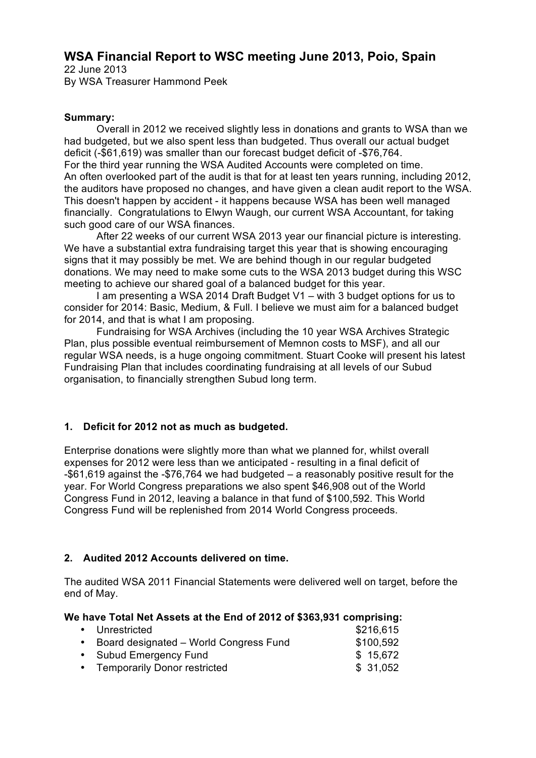# WSA Financial Report to WSC meeting June 2013, Poio, Spain

22 June 2013
By WSA Treasurer Hammond Peek

**Summary:**

Overall in 2012 we received slightly less in donations and grants to WSA than we had budgeted, but we also spent less than budgeted. Thus overall our actual budget deficit (-$61,619) was smaller than our forecast budget deficit of -$76,764.
For the third year running the WSA Audited Accounts were completed on time.
An often overlooked part of the audit is that for at least ten years running, including 2012, the auditors have proposed no changes, and have given a clean audit report to the WSA. This doesn't happen by accident - it happens because WSA has been well managed financially. Congratulations to Elwyn Waugh, our current WSA Accountant, for taking such good care of our WSA finances.

After 22 weeks of our current WSA 2013 year our financial picture is interesting. We have a substantial extra fundraising target this year that is showing encouraging signs that it may possibly be met. We are behind though in our regular budgeted donations. We may need to make some cuts to the WSA 2013 budget during this WSC meeting to achieve our shared goal of a balanced budget for this year.

I am presenting a WSA 2014 Draft Budget V1 – with 3 budget options for us to consider for 2014: Basic, Medium, & Full. I believe we must aim for a balanced budget for 2014, and that is what I am proposing.

Fundraising for WSA Archives (including the 10 year WSA Archives Strategic Plan, plus possible eventual reimbursement of Memnon costs to MSF), and all our regular WSA needs, is a huge ongoing commitment. Stuart Cooke will present his latest Fundraising Plan that includes coordinating fundraising at all levels of our Subud organisation, to financially strengthen Subud long term.

## 1. Deficit for 2012 not as much as budgeted.

Enterprise donations were slightly more than what we planned for, whilst overall expenses for 2012 were less than we anticipated - resulting in a final deficit of -$61,619 against the -$76,764 we had budgeted – a reasonably positive result for the year. For World Congress preparations we also spent $46,908 out of the World Congress Fund in 2012, leaving a balance in that fund of $100,592. This World Congress Fund will be replenished from 2014 World Congress proceeds.

## 2. Audited 2012 Accounts delivered on time.

The audited WSA 2011 Financial Statements were delivered well on target, before the end of May.

**We have Total Net Assets at the End of 2012 of $363,931 comprising:**

| | |
|---|---|
| • Unrestricted | $216,615 |
| • Board designated – World Congress Fund | $100,592 |
| • Subud Emergency Fund | $ 15,672 |
| • Temporarily Donor restricted | $ 31,052 |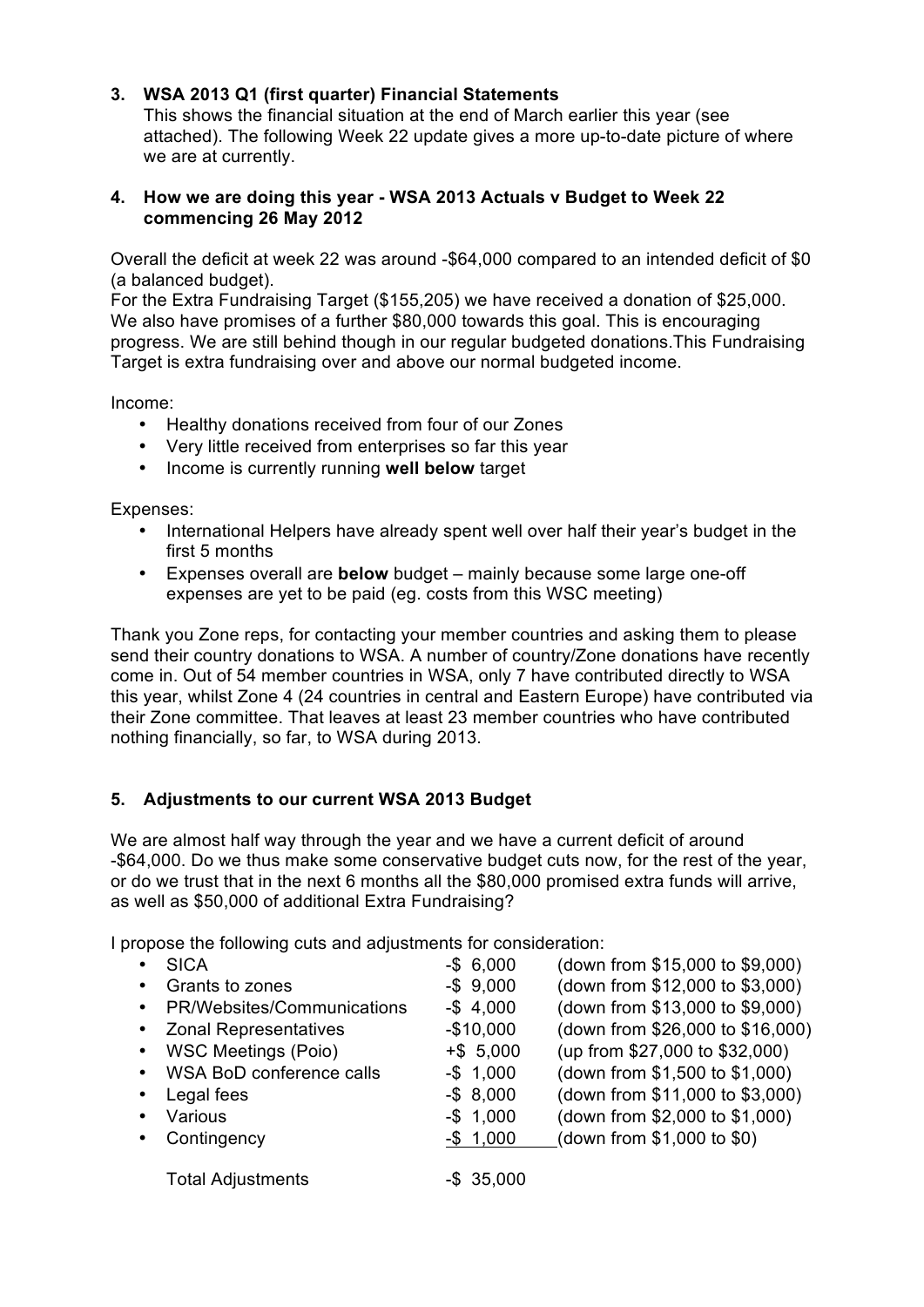### 3. WSA 2013 Q1 (first quarter) Financial Statements

This shows the financial situation at the end of March earlier this year (see attached). The following Week 22 update gives a more up-to-date picture of where we are at currently.

### 4. How we are doing this year - WSA 2013 Actuals v Budget to Week 22 commencing 26 May 2012

Overall the deficit at week 22 was around -$64,000 compared to an intended deficit of $0 (a balanced budget).

For the Extra Fundraising Target ($155,205) we have received a donation of $25,000. We also have promises of a further $80,000 towards this goal. This is encouraging progress. We are still behind though in our regular budgeted donations.This Fundraising Target is extra fundraising over and above our normal budgeted income.

Income:

- Healthy donations received from four of our Zones
- Very little received from enterprises so far this year
- Income is currently running **well below** target

Expenses:

- International Helpers have already spent well over half their year's budget in the first 5 months
- Expenses overall are **below** budget – mainly because some large one-off expenses are yet to be paid (eg. costs from this WSC meeting)

Thank you Zone reps, for contacting your member countries and asking them to please send their country donations to WSA. A number of country/Zone donations have recently come in. Out of 54 member countries in WSA, only 7 have contributed directly to WSA this year, whilst Zone 4 (24 countries in central and Eastern Europe) have contributed via their Zone committee. That leaves at least 23 member countries who have contributed nothing financially, so far, to WSA during 2013.

### 5. Adjustments to our current WSA 2013 Budget

We are almost half way through the year and we have a current deficit of around -$64,000. Do we thus make some conservative budget cuts now, for the rest of the year, or do we trust that in the next 6 months all the $80,000 promised extra funds will arrive, as well as $50,000 of additional Extra Fundraising?

I propose the following cuts and adjustments for consideration:

| Item | Adjustment | Details |
|---|---|---|
| SICA | -$ 6,000 | (down from $15,000 to $9,000) |
| Grants to zones | -$ 9,000 | (down from $12,000 to $3,000) |
| PR/Websites/Communications | -$ 4,000 | (down from $13,000 to $9,000) |
| Zonal Representatives | -$10,000 | (down from $26,000 to $16,000) |
| WSC Meetings (Poio) | +$ 5,000 | (up from $27,000 to $32,000) |
| WSA BoD conference calls | -$ 1,000 | (down from $1,500 to $1,000) |
| Legal fees | -$ 8,000 | (down from $11,000 to $3,000) |
| Various | -$ 1,000 | (down from $2,000 to $1,000) |
| Contingency | -$ 1,000 | (down from $1,000 to $0) |
| Total Adjustments | -$ 35,000 | |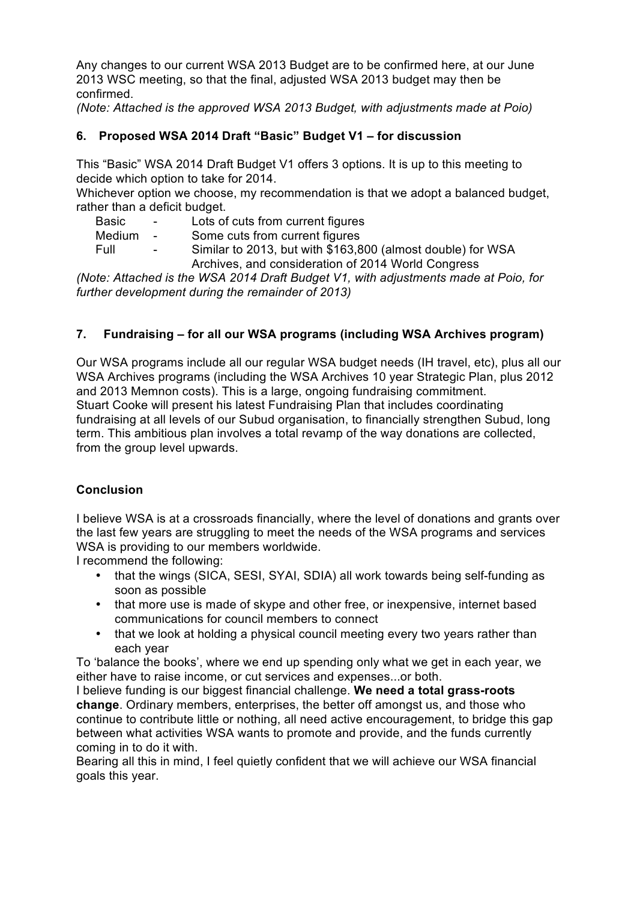Any changes to our current WSA 2013 Budget are to be confirmed here, at our June 2013 WSC meeting, so that the final, adjusted WSA 2013 budget may then be confirmed.
*(Note: Attached is the approved WSA 2013 Budget, with adjustments made at Poio)*

### 6. Proposed WSA 2014 Draft "Basic" Budget V1 – for discussion

This "Basic" WSA 2014 Draft Budget V1 offers 3 options. It is up to this meeting to decide which option to take for 2014.
Whichever option we choose, my recommendation is that we adopt a balanced budget, rather than a deficit budget.

- Basic - Lots of cuts from current figures
- Medium - Some cuts from current figures
- Full - Similar to 2013, but with $163,800 (almost double) for WSA Archives, and consideration of 2014 World Congress

*(Note: Attached is the WSA 2014 Draft Budget V1, with adjustments made at Poio, for further development during the remainder of 2013)*

### 7. Fundraising – for all our WSA programs (including WSA Archives program)

Our WSA programs include all our regular WSA budget needs (IH travel, etc), plus all our WSA Archives programs (including the WSA Archives 10 year Strategic Plan, plus 2012 and 2013 Memnon costs). This is a large, ongoing fundraising commitment.
Stuart Cooke will present his latest Fundraising Plan that includes coordinating fundraising at all levels of our Subud organisation, to financially strengthen Subud, long term. This ambitious plan involves a total revamp of the way donations are collected, from the group level upwards.

### Conclusion

I believe WSA is at a crossroads financially, where the level of donations and grants over the last few years are struggling to meet the needs of the WSA programs and services WSA is providing to our members worldwide.
I recommend the following:

- that the wings (SICA, SESI, SYAI, SDIA) all work towards being self-funding as soon as possible
- that more use is made of skype and other free, or inexpensive, internet based communications for council members to connect
- that we look at holding a physical council meeting every two years rather than each year

To 'balance the books', where we end up spending only what we get in each year, we either have to raise income, or cut services and expenses...or both.
I believe funding is our biggest financial challenge. **We need a total grass-roots change**. Ordinary members, enterprises, the better off amongst us, and those who continue to contribute little or nothing, all need active encouragement, to bridge this gap between what activities WSA wants to promote and provide, and the funds currently coming in to do it with.
Bearing all this in mind, I feel quietly confident that we will achieve our WSA financial goals this year.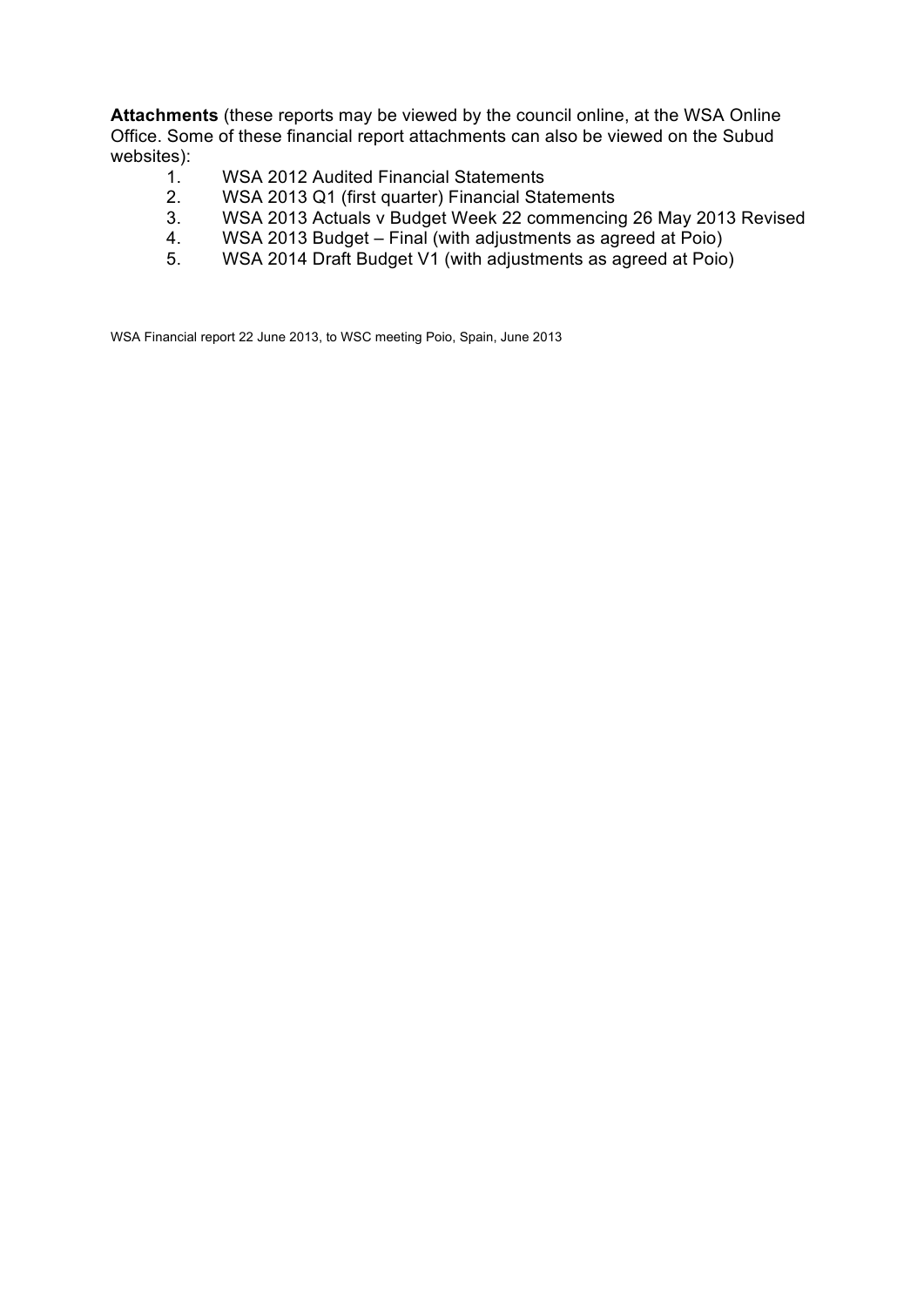**Attachments** (these reports may be viewed by the council online, at the WSA Online Office. Some of these financial report attachments can also be viewed on the Subud websites):

1. WSA 2012 Audited Financial Statements
2. WSA 2013 Q1 (first quarter) Financial Statements
3. WSA 2013 Actuals v Budget Week 22 commencing 26 May 2013 Revised
4. WSA 2013 Budget – Final (with adjustments as agreed at Poio)
5. WSA 2014 Draft Budget V1 (with adjustments as agreed at Poio)

WSA Financial report 22 June 2013, to WSC meeting Poio, Spain, June 2013